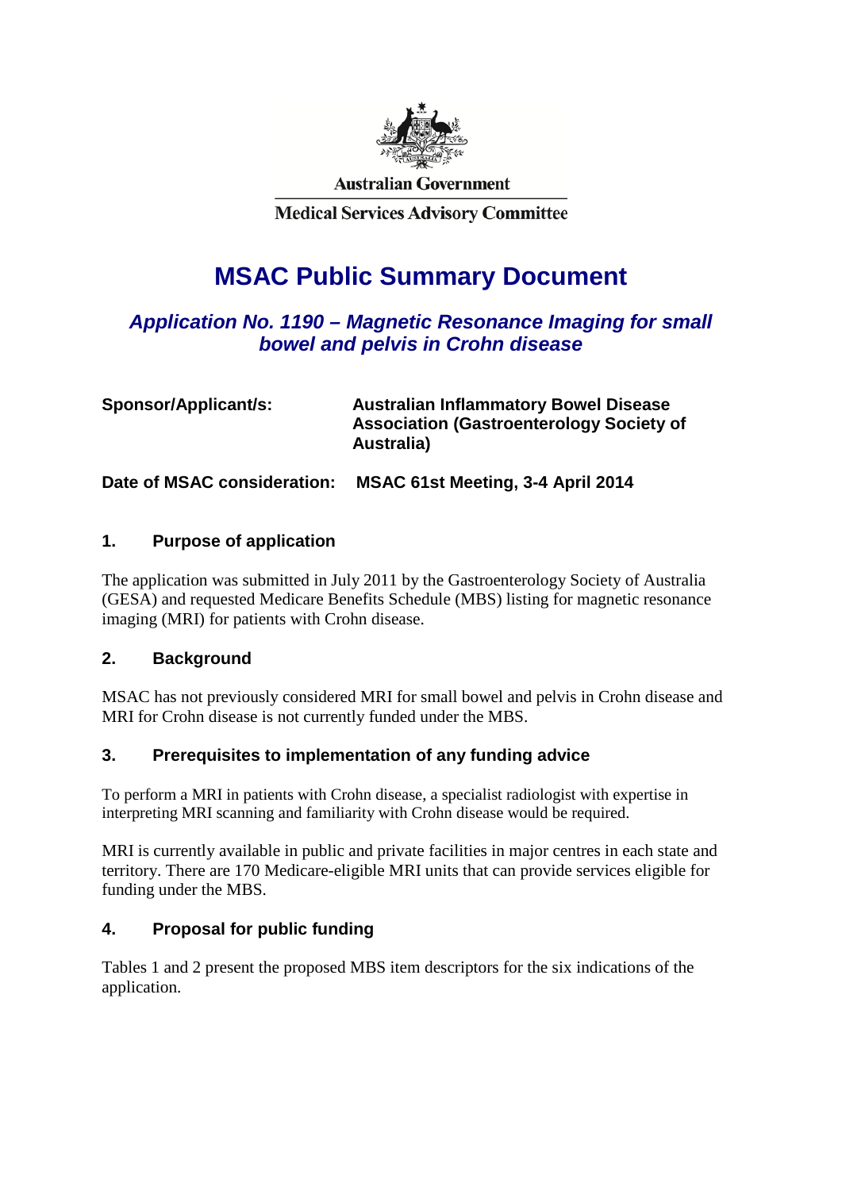Australian Government

Medical Services Advisory Committee

# MSAC Public Summary Document

## *Application No. 1190 – Magnetic Resonance Imaging for small bowel and pelvis in Crohn disease*

**Sponsor/Applicant/s:** **Australian Inflammatory Bowel Disease Association (Gastroenterology Society of Australia)**

**Date of MSAC consideration:** **MSAC 61st Meeting, 3-4 April 2014**

### 1. Purpose of application

The application was submitted in July 2011 by the Gastroenterology Society of Australia (GESA) and requested Medicare Benefits Schedule (MBS) listing for magnetic resonance imaging (MRI) for patients with Crohn disease.

### 2. Background

MSAC has not previously considered MRI for small bowel and pelvis in Crohn disease and MRI for Crohn disease is not currently funded under the MBS.

### 3. Prerequisites to implementation of any funding advice

To perform a MRI in patients with Crohn disease, a specialist radiologist with expertise in interpreting MRI scanning and familiarity with Crohn disease would be required.

MRI is currently available in public and private facilities in major centres in each state and territory. There are 170 Medicare-eligible MRI units that can provide services eligible for funding under the MBS.

### 4. Proposal for public funding

Tables 1 and 2 present the proposed MBS item descriptors for the six indications of the application.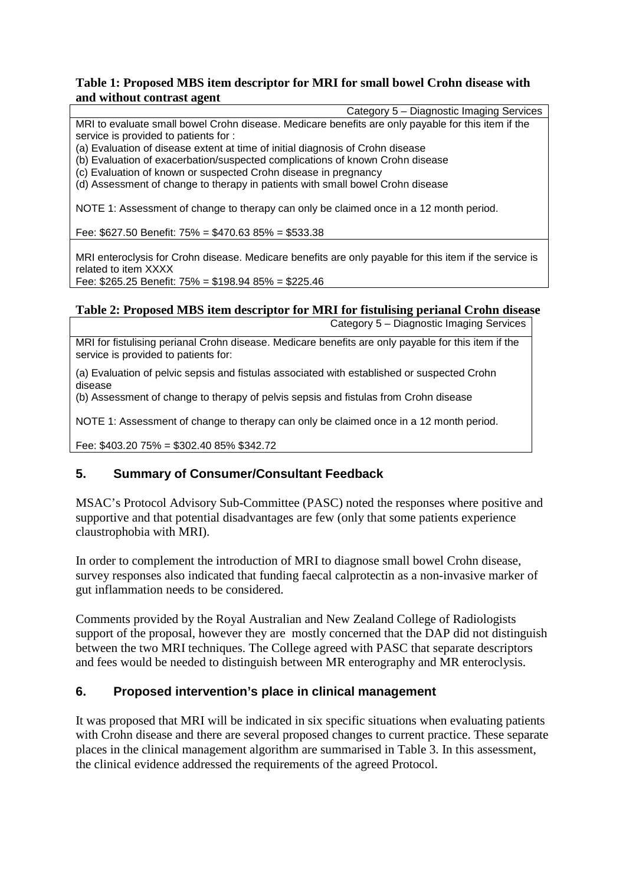**Table 1: Proposed MBS item descriptor for MRI for small bowel Crohn disease with and without contrast agent**

| Category 5 – Diagnostic Imaging Services |
|---|
| MRI to evaluate small bowel Crohn disease. Medicare benefits are only payable for this item if the service is provided to patients for :<br>(a) Evaluation of disease extent at time of initial diagnosis of Crohn disease<br>(b) Evaluation of exacerbation/suspected complications of known Crohn disease<br>(c) Evaluation of known or suspected Crohn disease in pregnancy<br>(d) Assessment of change to therapy in patients with small bowel Crohn disease<br><br>NOTE 1: Assessment of change to therapy can only be claimed once in a 12 month period.<br><br>Fee: $627.50 Benefit: 75% = $470.63 85% = $533.38 |
| MRI enteroclysis for Crohn disease. Medicare benefits are only payable for this item if the service is related to item XXXX<br>Fee: $265.25 Benefit: 75% = $198.94 85% = $225.46 |

**Table 2: Proposed MBS item descriptor for MRI for fistulising perianal Crohn disease**

| Category 5 – Diagnostic Imaging Services |
|---|
| MRI for fistulising perianal Crohn disease. Medicare benefits are only payable for this item if the service is provided to patients for:<br><br>(a) Evaluation of pelvic sepsis and fistulas associated with established or suspected Crohn disease<br>(b) Assessment of change to therapy of pelvis sepsis and fistulas from Crohn disease<br><br>NOTE 1: Assessment of change to therapy can only be claimed once in a 12 month period.<br><br>Fee: $403.20 75% = $302.40 85% $342.72 |

## 5. Summary of Consumer/Consultant Feedback

MSAC's Protocol Advisory Sub-Committee (PASC) noted the responses where positive and supportive and that potential disadvantages are few (only that some patients experience claustrophobia with MRI).

In order to complement the introduction of MRI to diagnose small bowel Crohn disease, survey responses also indicated that funding faecal calprotectin as a non-invasive marker of gut inflammation needs to be considered.

Comments provided by the Royal Australian and New Zealand College of Radiologists support of the proposal, however they are mostly concerned that the DAP did not distinguish between the two MRI techniques. The College agreed with PASC that separate descriptors and fees would be needed to distinguish between MR enterography and MR enteroclysis.

## 6. Proposed intervention's place in clinical management

It was proposed that MRI will be indicated in six specific situations when evaluating patients with Crohn disease and there are several proposed changes to current practice. These separate places in the clinical management algorithm are summarised in Table 3. In this assessment, the clinical evidence addressed the requirements of the agreed Protocol.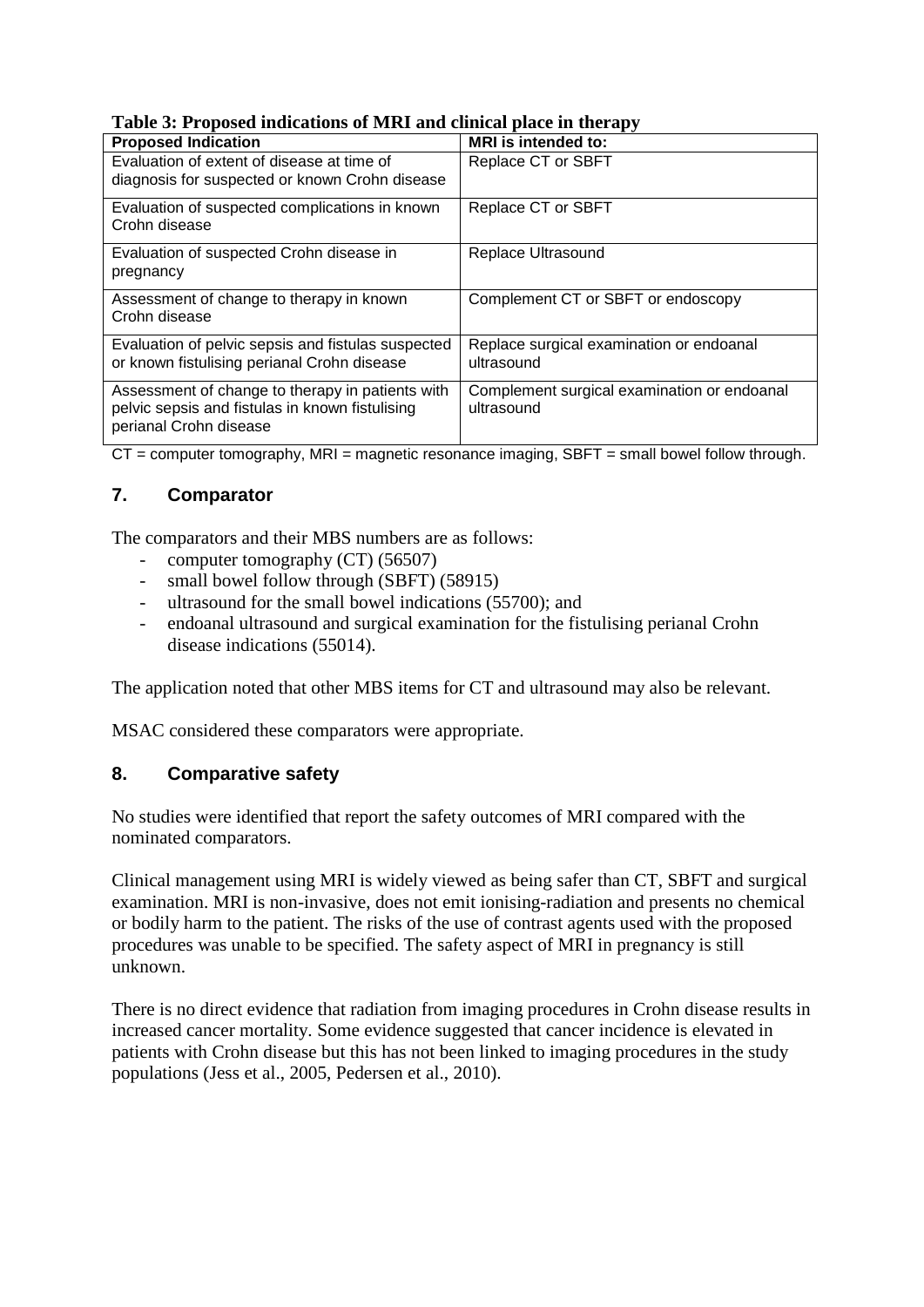**Table 3: Proposed indications of MRI and clinical place in therapy**

| Proposed Indication | MRI is intended to: |
|---|---|
| Evaluation of extent of disease at time of diagnosis for suspected or known Crohn disease | Replace CT or SBFT |
| Evaluation of suspected complications in known Crohn disease | Replace CT or SBFT |
| Evaluation of suspected Crohn disease in pregnancy | Replace Ultrasound |
| Assessment of change to therapy in known Crohn disease | Complement CT or SBFT or endoscopy |
| Evaluation of pelvic sepsis and fistulas suspected or known fistulising perianal Crohn disease | Replace surgical examination or endoanal ultrasound |
| Assessment of change to therapy in patients with pelvic sepsis and fistulas in known fistulising perianal Crohn disease | Complement surgical examination or endoanal ultrasound |

CT = computer tomography, MRI = magnetic resonance imaging, SBFT = small bowel follow through.

## 7. Comparator

The comparators and their MBS numbers are as follows:

- computer tomography (CT) (56507)
- small bowel follow through (SBFT) (58915)
- ultrasound for the small bowel indications (55700); and
- endoanal ultrasound and surgical examination for the fistulising perianal Crohn disease indications (55014).

The application noted that other MBS items for CT and ultrasound may also be relevant.

MSAC considered these comparators were appropriate.

## 8. Comparative safety

No studies were identified that report the safety outcomes of MRI compared with the nominated comparators.

Clinical management using MRI is widely viewed as being safer than CT, SBFT and surgical examination. MRI is non-invasive, does not emit ionising-radiation and presents no chemical or bodily harm to the patient. The risks of the use of contrast agents used with the proposed procedures was unable to be specified. The safety aspect of MRI in pregnancy is still unknown.

There is no direct evidence that radiation from imaging procedures in Crohn disease results in increased cancer mortality. Some evidence suggested that cancer incidence is elevated in patients with Crohn disease but this has not been linked to imaging procedures in the study populations (Jess et al., 2005, Pedersen et al., 2010).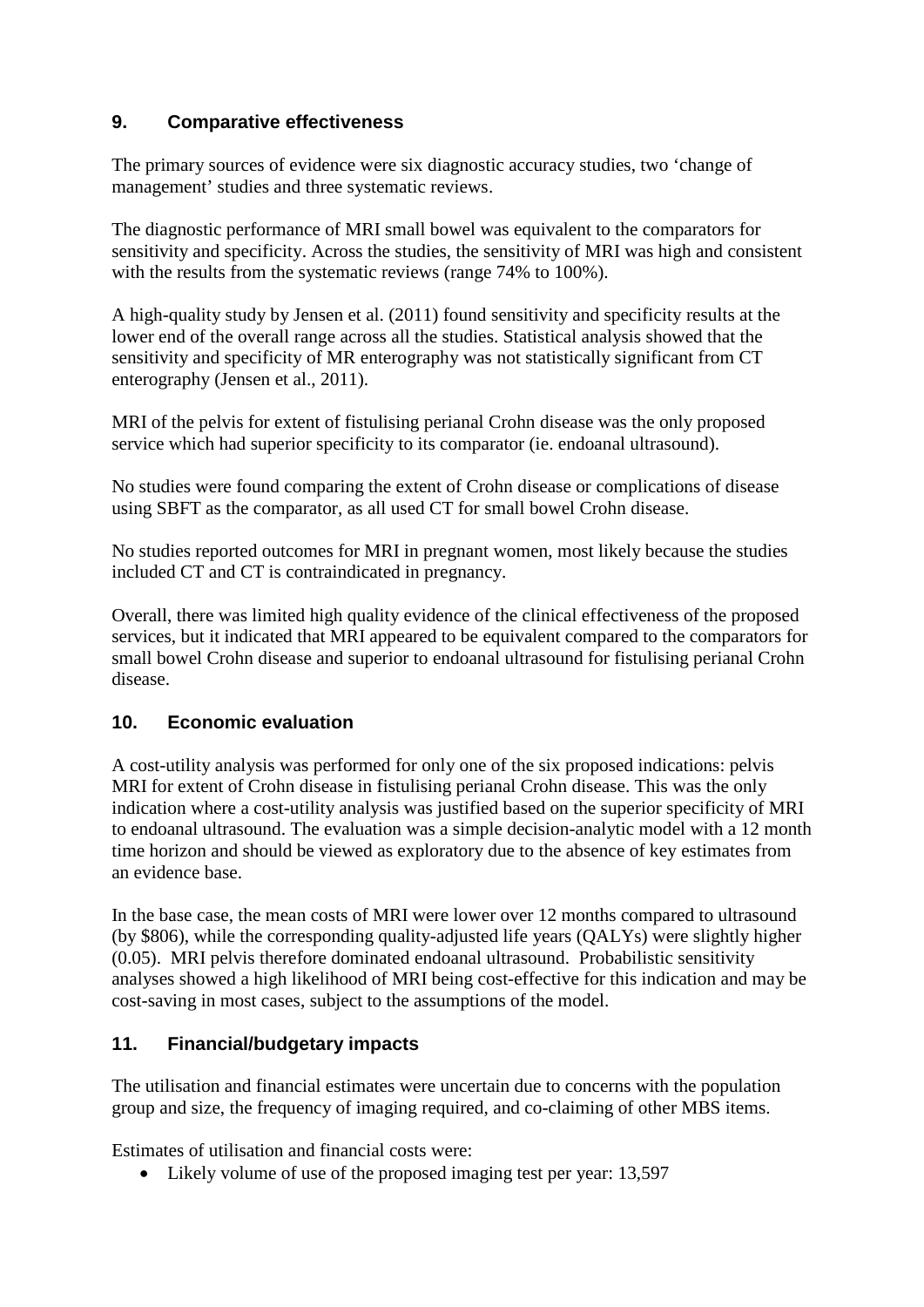## 9. Comparative effectiveness

The primary sources of evidence were six diagnostic accuracy studies, two 'change of management' studies and three systematic reviews.

The diagnostic performance of MRI small bowel was equivalent to the comparators for sensitivity and specificity. Across the studies, the sensitivity of MRI was high and consistent with the results from the systematic reviews (range 74% to 100%).

A high-quality study by Jensen et al. (2011) found sensitivity and specificity results at the lower end of the overall range across all the studies. Statistical analysis showed that the sensitivity and specificity of MR enterography was not statistically significant from CT enterography (Jensen et al., 2011).

MRI of the pelvis for extent of fistulising perianal Crohn disease was the only proposed service which had superior specificity to its comparator (ie. endoanal ultrasound).

No studies were found comparing the extent of Crohn disease or complications of disease using SBFT as the comparator, as all used CT for small bowel Crohn disease.

No studies reported outcomes for MRI in pregnant women, most likely because the studies included CT and CT is contraindicated in pregnancy.

Overall, there was limited high quality evidence of the clinical effectiveness of the proposed services, but it indicated that MRI appeared to be equivalent compared to the comparators for small bowel Crohn disease and superior to endoanal ultrasound for fistulising perianal Crohn disease.

## 10. Economic evaluation

A cost-utility analysis was performed for only one of the six proposed indications: pelvis MRI for extent of Crohn disease in fistulising perianal Crohn disease. This was the only indication where a cost-utility analysis was justified based on the superior specificity of MRI to endoanal ultrasound. The evaluation was a simple decision-analytic model with a 12 month time horizon and should be viewed as exploratory due to the absence of key estimates from an evidence base.

In the base case, the mean costs of MRI were lower over 12 months compared to ultrasound (by $806), while the corresponding quality-adjusted life years (QALYs) were slightly higher (0.05). MRI pelvis therefore dominated endoanal ultrasound. Probabilistic sensitivity analyses showed a high likelihood of MRI being cost-effective for this indication and may be cost-saving in most cases, subject to the assumptions of the model.

## 11. Financial/budgetary impacts

The utilisation and financial estimates were uncertain due to concerns with the population group and size, the frequency of imaging required, and co-claiming of other MBS items.

Estimates of utilisation and financial costs were:

- Likely volume of use of the proposed imaging test per year: 13,597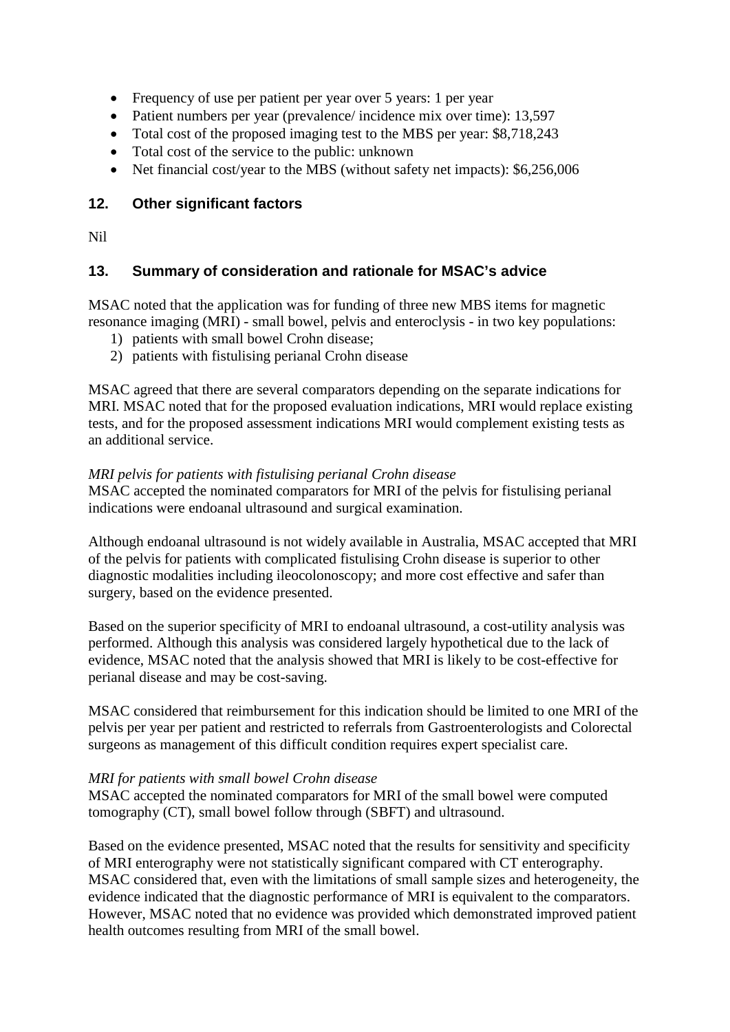- Frequency of use per patient per year over 5 years: 1 per year
- Patient numbers per year (prevalence/ incidence mix over time): 13,597
- Total cost of the proposed imaging test to the MBS per year: $8,718,243
- Total cost of the service to the public: unknown
- Net financial cost/year to the MBS (without safety net impacts): $6,256,006

## 12. Other significant factors

Nil

## 13. Summary of consideration and rationale for MSAC's advice

MSAC noted that the application was for funding of three new MBS items for magnetic resonance imaging (MRI) - small bowel, pelvis and enteroclysis - in two key populations:

1) patients with small bowel Crohn disease;
2) patients with fistulising perianal Crohn disease

MSAC agreed that there are several comparators depending on the separate indications for MRI. MSAC noted that for the proposed evaluation indications, MRI would replace existing tests, and for the proposed assessment indications MRI would complement existing tests as an additional service.

*MRI pelvis for patients with fistulising perianal Crohn disease*

MSAC accepted the nominated comparators for MRI of the pelvis for fistulising perianal indications were endoanal ultrasound and surgical examination.

Although endoanal ultrasound is not widely available in Australia, MSAC accepted that MRI of the pelvis for patients with complicated fistulising Crohn disease is superior to other diagnostic modalities including ileocolonoscopy; and more cost effective and safer than surgery, based on the evidence presented.

Based on the superior specificity of MRI to endoanal ultrasound, a cost-utility analysis was performed. Although this analysis was considered largely hypothetical due to the lack of evidence, MSAC noted that the analysis showed that MRI is likely to be cost-effective for perianal disease and may be cost-saving.

MSAC considered that reimbursement for this indication should be limited to one MRI of the pelvis per year per patient and restricted to referrals from Gastroenterologists and Colorectal surgeons as management of this difficult condition requires expert specialist care.

*MRI for patients with small bowel Crohn disease*

MSAC accepted the nominated comparators for MRI of the small bowel were computed tomography (CT), small bowel follow through (SBFT) and ultrasound.

Based on the evidence presented, MSAC noted that the results for sensitivity and specificity of MRI enterography were not statistically significant compared with CT enterography. MSAC considered that, even with the limitations of small sample sizes and heterogeneity, the evidence indicated that the diagnostic performance of MRI is equivalent to the comparators. However, MSAC noted that no evidence was provided which demonstrated improved patient health outcomes resulting from MRI of the small bowel.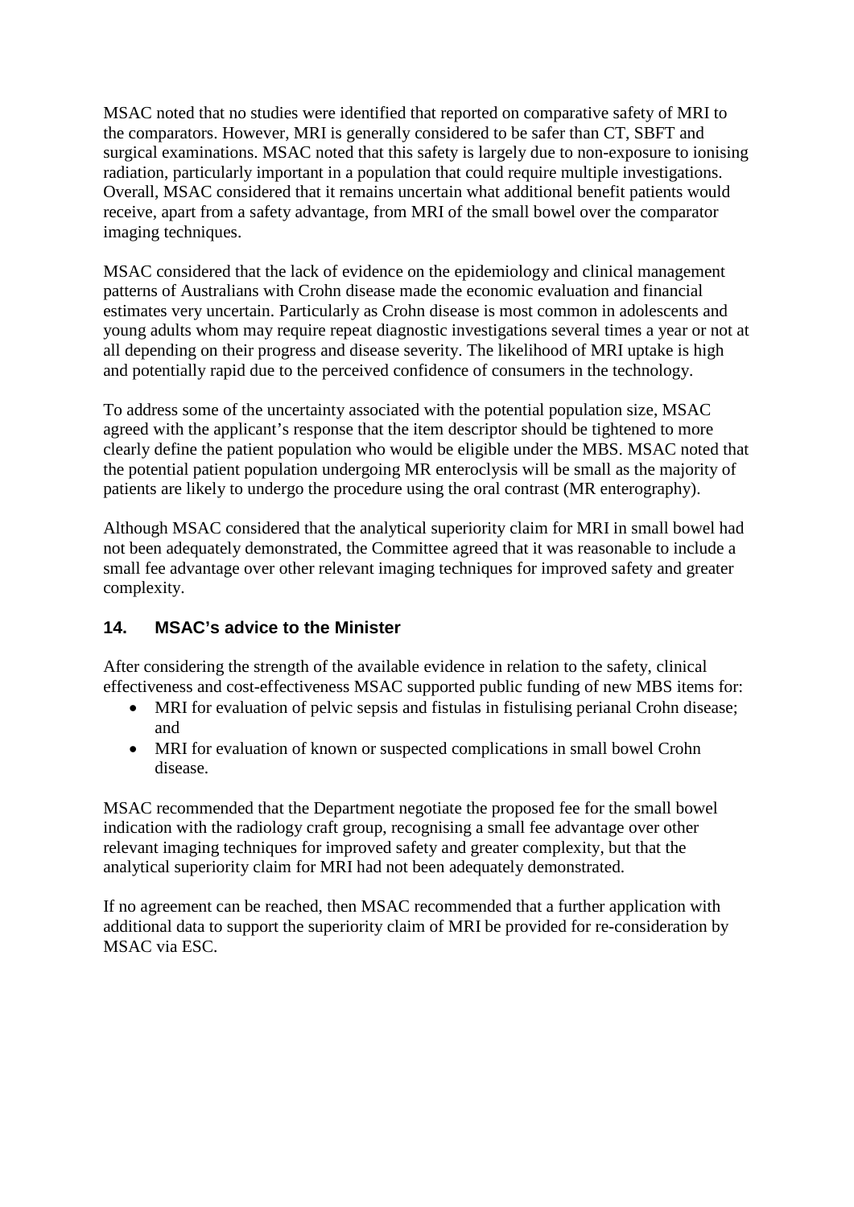MSAC noted that no studies were identified that reported on comparative safety of MRI to the comparators. However, MRI is generally considered to be safer than CT, SBFT and surgical examinations. MSAC noted that this safety is largely due to non-exposure to ionising radiation, particularly important in a population that could require multiple investigations. Overall, MSAC considered that it remains uncertain what additional benefit patients would receive, apart from a safety advantage, from MRI of the small bowel over the comparator imaging techniques.

MSAC considered that the lack of evidence on the epidemiology and clinical management patterns of Australians with Crohn disease made the economic evaluation and financial estimates very uncertain. Particularly as Crohn disease is most common in adolescents and young adults whom may require repeat diagnostic investigations several times a year or not at all depending on their progress and disease severity. The likelihood of MRI uptake is high and potentially rapid due to the perceived confidence of consumers in the technology.

To address some of the uncertainty associated with the potential population size, MSAC agreed with the applicant's response that the item descriptor should be tightened to more clearly define the patient population who would be eligible under the MBS. MSAC noted that the potential patient population undergoing MR enteroclysis will be small as the majority of patients are likely to undergo the procedure using the oral contrast (MR enterography).

Although MSAC considered that the analytical superiority claim for MRI in small bowel had not been adequately demonstrated, the Committee agreed that it was reasonable to include a small fee advantage over other relevant imaging techniques for improved safety and greater complexity.

## 14. MSAC's advice to the Minister

After considering the strength of the available evidence in relation to the safety, clinical effectiveness and cost-effectiveness MSAC supported public funding of new MBS items for:

- MRI for evaluation of pelvic sepsis and fistulas in fistulising perianal Crohn disease; and
- MRI for evaluation of known or suspected complications in small bowel Crohn disease.

MSAC recommended that the Department negotiate the proposed fee for the small bowel indication with the radiology craft group, recognising a small fee advantage over other relevant imaging techniques for improved safety and greater complexity, but that the analytical superiority claim for MRI had not been adequately demonstrated.

If no agreement can be reached, then MSAC recommended that a further application with additional data to support the superiority claim of MRI be provided for re-consideration by MSAC via ESC.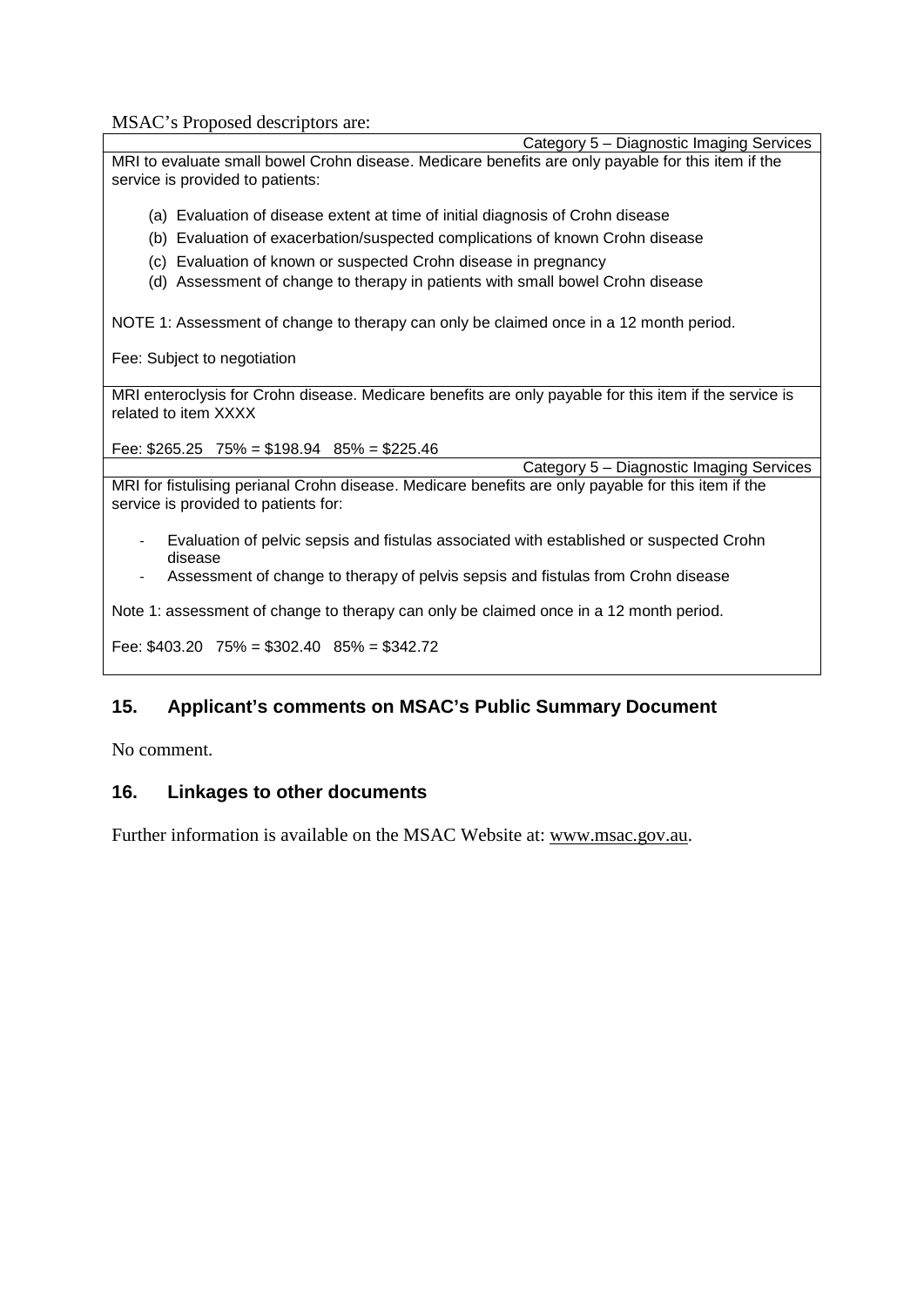MSAC's Proposed descriptors are:

| |
|---|
| Category 5 – Diagnostic Imaging Services |
| MRI to evaluate small bowel Crohn disease. Medicare benefits are only payable for this item if the service is provided to patients:<br><br>(a) Evaluation of disease extent at time of initial diagnosis of Crohn disease<br>(b) Evaluation of exacerbation/suspected complications of known Crohn disease<br>(c) Evaluation of known or suspected Crohn disease in pregnancy<br>(d) Assessment of change to therapy in patients with small bowel Crohn disease<br><br>NOTE 1: Assessment of change to therapy can only be claimed once in a 12 month period.<br><br>Fee: Subject to negotiation |
| MRI enteroclysis for Crohn disease. Medicare benefits are only payable for this item if the service is related to item XXXX<br><br>Fee: $265.25 75% = $198.94 85% = $225.46 |
| Category 5 – Diagnostic Imaging Services |
| MRI for fistulising perianal Crohn disease. Medicare benefits are only payable for this item if the service is provided to patients for:<br><br>- Evaluation of pelvic sepsis and fistulas associated with established or suspected Crohn disease<br>- Assessment of change to therapy of pelvis sepsis and fistulas from Crohn disease<br><br>Note 1: assessment of change to therapy can only be claimed once in a 12 month period.<br><br>Fee: $403.20 75% = $302.40 85% = $342.72 |

## 15. Applicant's comments on MSAC's Public Summary Document

No comment.

## 16. Linkages to other documents

Further information is available on the MSAC Website at: www.msac.gov.au.